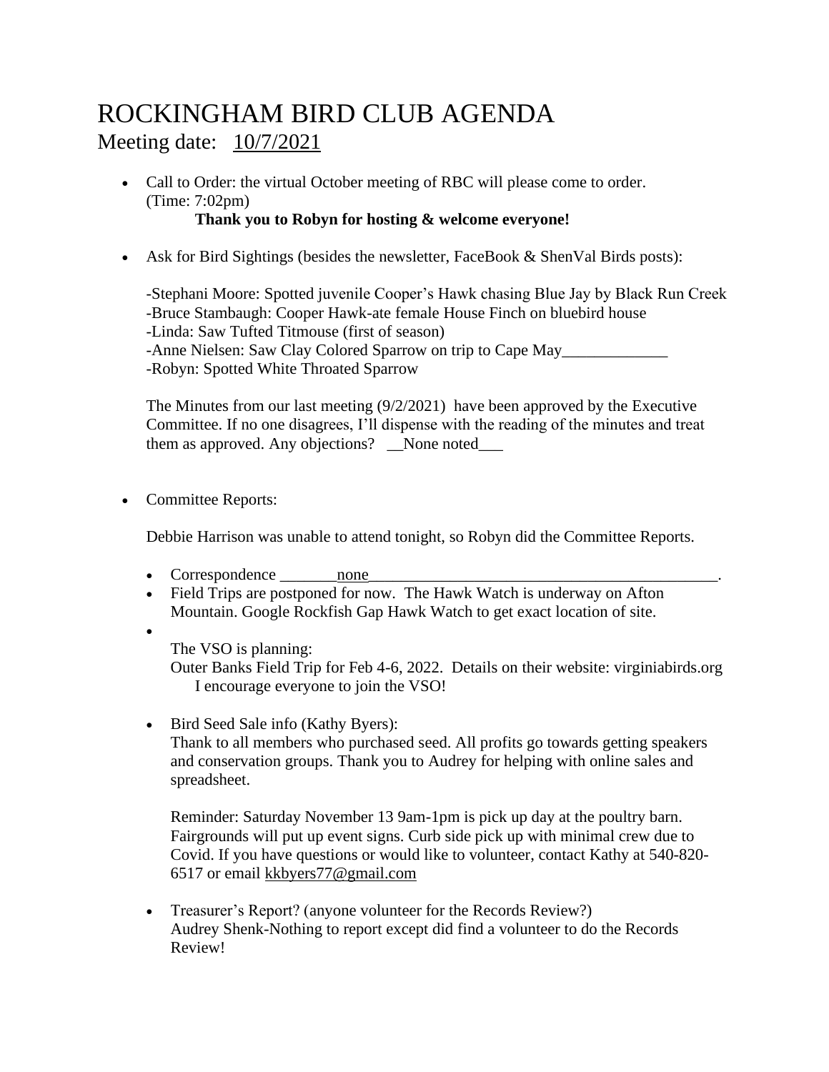# ROCKINGHAM BIRD CLUB AGENDA

## Meeting date: 10/7/2021

- Call to Order: the virtual October meeting of RBC will please come to order. (Time: 7:02pm)

  **Thank you to Robyn for hosting & welcome everyone!**

- Ask for Bird Sightings (besides the newsletter, FaceBook & ShenVal Birds posts):

  -Stephani Moore: Spotted juvenile Cooper's Hawk chasing Blue Jay by Black Run Creek
  -Bruce Stambaugh: Cooper Hawk-ate female House Finch on bluebird house
  -Linda: Saw Tufted Titmouse (first of season)
  -Anne Nielsen: Saw Clay Colored Sparrow on trip to Cape May_____________
  -Robyn: Spotted White Throated Sparrow

  The Minutes from our last meeting (9/2/2021) have been approved by the Executive Committee. If no one disagrees, I'll dispense with the reading of the minutes and treat them as approved. Any objections? __None noted___

- Committee Reports:

  Debbie Harrison was unable to attend tonight, so Robyn did the Committee Reports.

  - Correspondence _______none_____________________________________________.
  - Field Trips are postponed for now. The Hawk Watch is underway on Afton Mountain. Google Rockfish Gap Hawk Watch to get exact location of site.
  - The VSO is planning:
    Outer Banks Field Trip for Feb 4-6, 2022. Details on their website: virginiabirds.org
    I encourage everyone to join the VSO!

  - Bird Seed Sale info (Kathy Byers):
    Thank to all members who purchased seed. All profits go towards getting speakers and conservation groups. Thank you to Audrey for helping with online sales and spreadsheet.

    Reminder: Saturday November 13 9am-1pm is pick up day at the poultry barn. Fairgrounds will put up event signs. Curb side pick up with minimal crew due to Covid. If you have questions or would like to volunteer, contact Kathy at 540-820-6517 or email kkbyers77@gmail.com

  - Treasurer's Report? (anyone volunteer for the Records Review?)
    Audrey Shenk-Nothing to report except did find a volunteer to do the Records Review!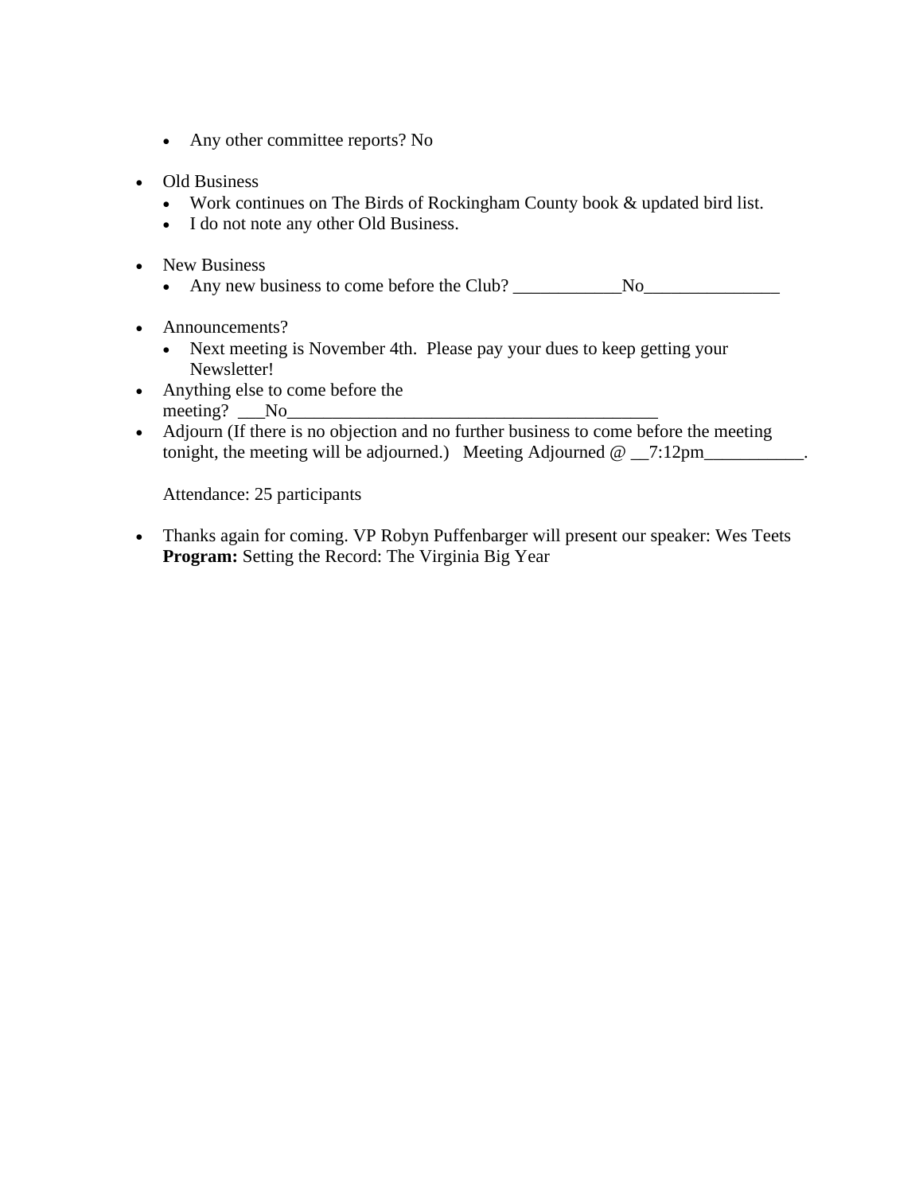- Any other committee reports? No

- Old Business
  - Work continues on The Birds of Rockingham County book & updated bird list.
  - I do not note any other Old Business.

- New Business
  - Any new business to come before the Club? ____________No_______________

- Announcements?
  - Next meeting is November 4th.  Please pay your dues to keep getting your Newsletter!
- Anything else to come before the meeting?  ___No__________________________________________
- Adjourn (If there is no objection and no further business to come before the meeting tonight, the meeting will be adjourned.)   Meeting Adjourned @ __7:12pm___________.

  Attendance: 25 participants

- Thanks again for coming. VP Robyn Puffenbarger will present our speaker: Wes Teets
  **Program:** Setting the Record: The Virginia Big Year